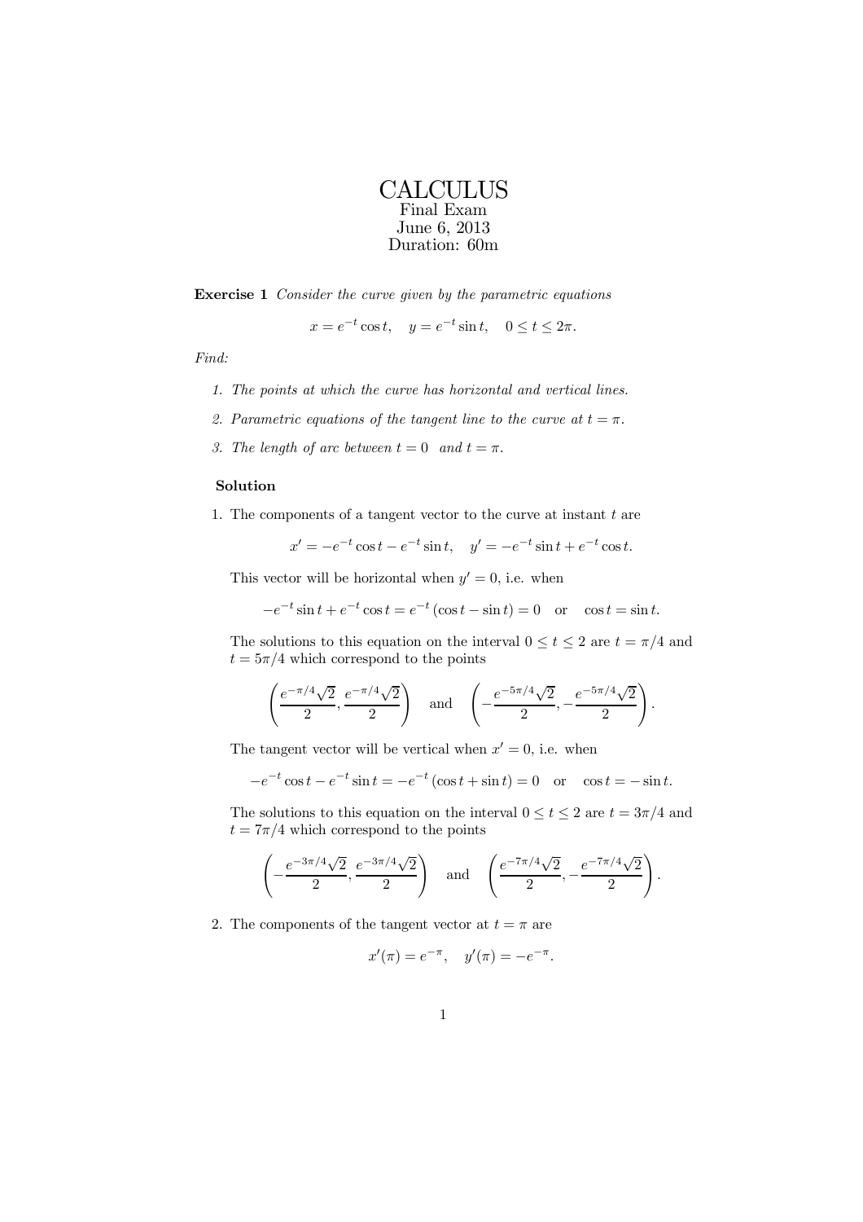# CALCULUS

Final Exam
June 6, 2013
Duration: 60m

**Exercise 1** *Consider the curve given by the parametric equations*

$$x = e^{-t}\cos t, \quad y = e^{-t}\sin t, \quad 0 \leq t \leq 2\pi.$$

*Find:*

1. *The points at which the curve has horizontal and vertical lines.*
2. *Parametric equations of the tangent line to the curve at $t = \pi$.*
3. *The length of arc between $t = 0$ and $t = \pi$.*

### Solution

1. The components of a tangent vector to the curve at instant $t$ are

$$x' = -e^{-t}\cos t - e^{-t}\sin t, \quad y' = -e^{-t}\sin t + e^{-t}\cos t.$$

This vector will be horizontal when $y' = 0$, i.e. when

$$-e^{-t}\sin t + e^{-t}\cos t = e^{-t}(\cos t - \sin t) = 0 \quad \text{or} \quad \cos t = \sin t.$$

The solutions to this equation on the interval $0 \leq t \leq 2$ are $t = \pi/4$ and $t = 5\pi/4$ which correspond to the points

$$\left(\frac{e^{-\pi/4}\sqrt{2}}{2}, \frac{e^{-\pi/4}\sqrt{2}}{2}\right) \quad \text{and} \quad \left(-\frac{e^{-5\pi/4}\sqrt{2}}{2}, -\frac{e^{-5\pi/4}\sqrt{2}}{2}\right).$$

The tangent vector will be vertical when $x' = 0$, i.e. when

$$-e^{-t}\cos t - e^{-t}\sin t = -e^{-t}(\cos t + \sin t) = 0 \quad \text{or} \quad \cos t = -\sin t.$$

The solutions to this equation on the interval $0 \leq t \leq 2$ are $t = 3\pi/4$ and $t = 7\pi/4$ which correspond to the points

$$\left(-\frac{e^{-3\pi/4}\sqrt{2}}{2}, \frac{e^{-3\pi/4}\sqrt{2}}{2}\right) \quad \text{and} \quad \left(\frac{e^{-7\pi/4}\sqrt{2}}{2}, -\frac{e^{-7\pi/4}\sqrt{2}}{2}\right).$$

2. The components of the tangent vector at $t = \pi$ are

$$x'(\pi) = e^{-\pi}, \quad y'(\pi) = -e^{-\pi}.$$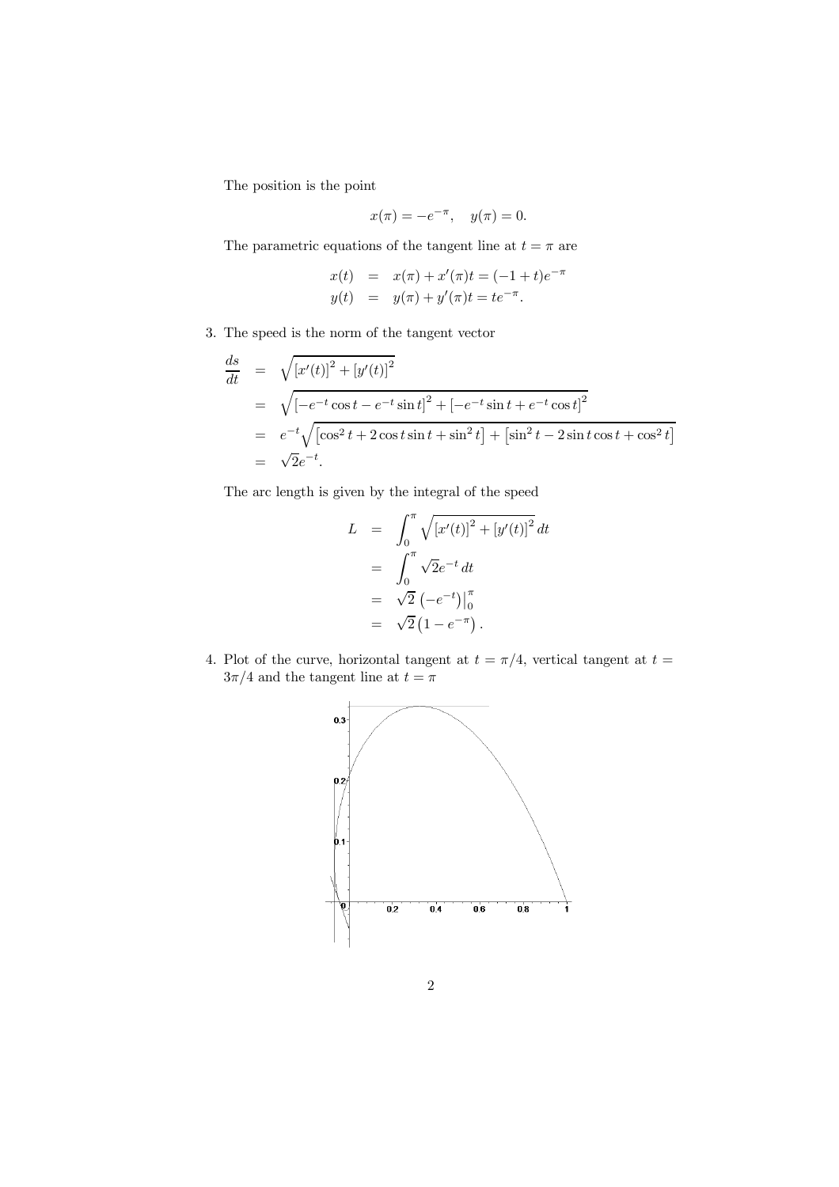The position is the point

$$x(\pi) = -e^{-\pi}, \quad y(\pi) = 0.$$

The parametric equations of the tangent line at $t = \pi$ are

$$\begin{aligned}
x(t) &= x(\pi) + x'(\pi)t = (-1+t)e^{-\pi} \\
y(t) &= y(\pi) + y'(\pi)t = te^{-\pi}.
\end{aligned}$$

3. The speed is the norm of the tangent vector

$$\begin{aligned}
\frac{ds}{dt} &= \sqrt{[x'(t)]^2 + [y'(t)]^2} \\
&= \sqrt{[-e^{-t}\cos t - e^{-t}\sin t]^2 + [-e^{-t}\sin t + e^{-t}\cos t]^2} \\
&= e^{-t}\sqrt{[\cos^2 t + 2\cos t \sin t + \sin^2 t] + [\sin^2 t - 2\sin t \cos t + \cos^2 t]} \\
&= \sqrt{2}e^{-t}.
\end{aligned}$$

The arc length is given by the integral of the speed

$$\begin{aligned}
L &= \int_0^\pi \sqrt{[x'(t)]^2 + [y'(t)]^2}\, dt \\
&= \int_0^\pi \sqrt{2}e^{-t}\, dt \\
&= \sqrt{2}\left(-e^{-t}\right)\Big|_0^\pi \\
&= \sqrt{2}\left(1 - e^{-\pi}\right).
\end{aligned}$$

4. Plot of the curve, horizontal tangent at $t = \pi/4$, vertical tangent at $t = 3\pi/4$ and the tangent line at $t = \pi$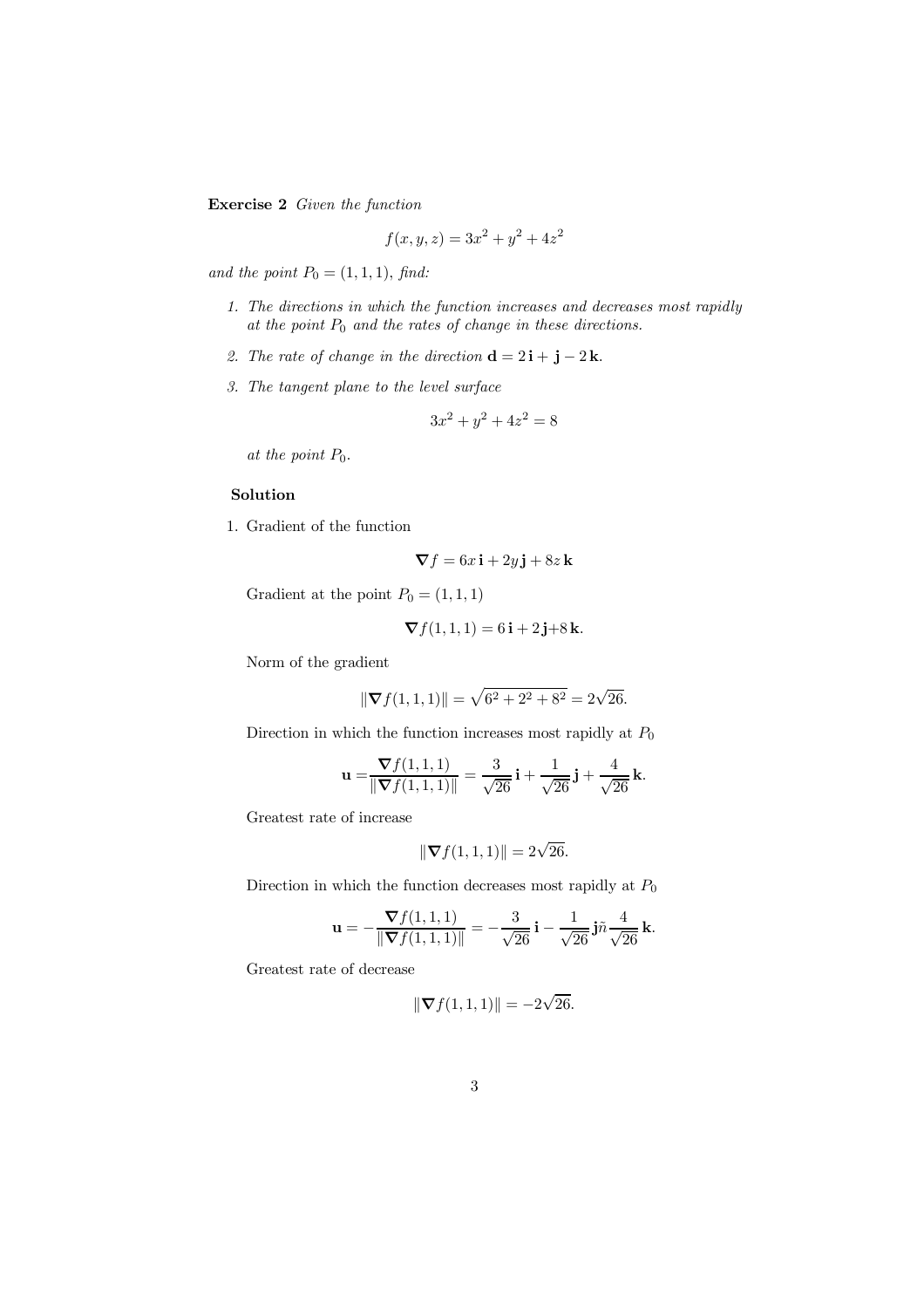**Exercise 2** *Given the function*

$$f(x, y, z) = 3x^2 + y^2 + 4z^2$$

*and the point* $P_0 = (1, 1, 1)$*, find:*

1. *The directions in which the function increases and decreases most rapidly at the point* $P_0$ *and the rates of change in these directions.*
2. *The rate of change in the direction* $\mathbf{d} = 2\,\mathbf{i} + \mathbf{j} - 2\,\mathbf{k}$.
3. *The tangent plane to the level surface*

   $$3x^2 + y^2 + 4z^2 = 8$$

   *at the point* $P_0$.

**Solution**

1. Gradient of the function

   $$\boldsymbol{\nabla} f = 6x\,\mathbf{i} + 2y\,\mathbf{j} + 8z\,\mathbf{k}$$

   Gradient at the point $P_0 = (1, 1, 1)$

   $$\boldsymbol{\nabla} f(1, 1, 1) = 6\,\mathbf{i} + 2\,\mathbf{j} + 8\,\mathbf{k}.$$

   Norm of the gradient

   $$\|\boldsymbol{\nabla} f(1, 1, 1)\| = \sqrt{6^2 + 2^2 + 8^2} = 2\sqrt{26}.$$

   Direction in which the function increases most rapidly at $P_0$

   $$\mathbf{u} = \frac{\boldsymbol{\nabla} f(1, 1, 1)}{\|\boldsymbol{\nabla} f(1, 1, 1)\|} = \frac{3}{\sqrt{26}}\,\mathbf{i} + \frac{1}{\sqrt{26}}\,\mathbf{j} + \frac{4}{\sqrt{26}}\,\mathbf{k}.$$

   Greatest rate of increase

   $$\|\boldsymbol{\nabla} f(1, 1, 1)\| = 2\sqrt{26}.$$

   Direction in which the function decreases most rapidly at $P_0$

   $$\mathbf{u} = -\frac{\boldsymbol{\nabla} f(1, 1, 1)}{\|\boldsymbol{\nabla} f(1, 1, 1)\|} = -\frac{3}{\sqrt{26}}\,\mathbf{i} - \frac{1}{\sqrt{26}}\,\mathbf{j}\tilde{n}\frac{4}{\sqrt{26}}\,\mathbf{k}.$$

   Greatest rate of decrease

   $$\|\boldsymbol{\nabla} f(1, 1, 1)\| = -2\sqrt{26}.$$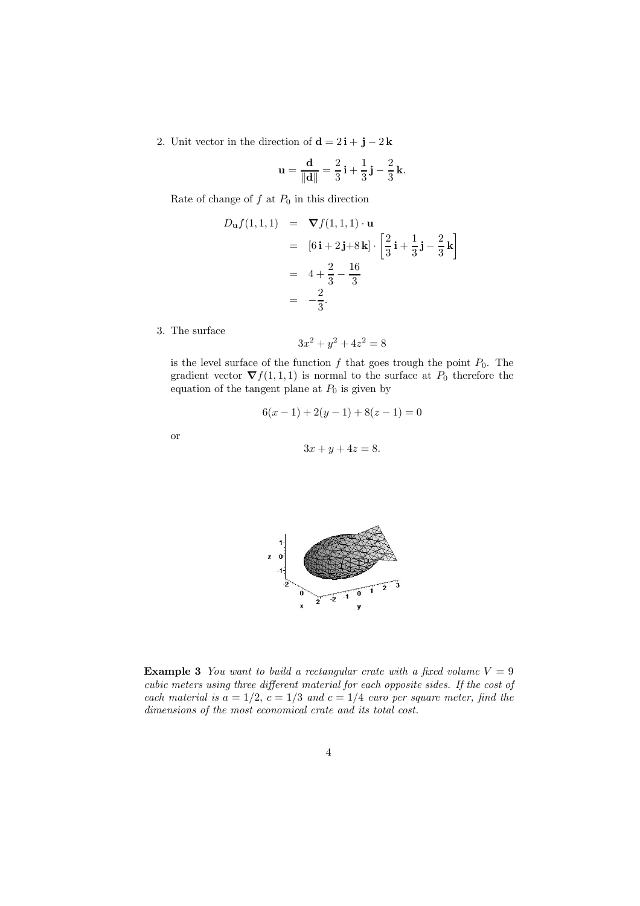2. Unit vector in the direction of $\mathbf{d} = 2\,\mathbf{i} + \mathbf{j} - 2\,\mathbf{k}$

$$\mathbf{u} = \frac{\mathbf{d}}{\|\mathbf{d}\|} = \frac{2}{3}\,\mathbf{i} + \frac{1}{3}\,\mathbf{j} - \frac{2}{3}\,\mathbf{k}.$$

Rate of change of $f$ at $P_0$ in this direction

$$\begin{aligned} D_{\mathbf{u}} f(1,1,1) &= \boldsymbol{\nabla} f(1,1,1) \cdot \mathbf{u} \\ &= [6\,\mathbf{i} + 2\,\mathbf{j} + 8\,\mathbf{k}] \cdot \left[\frac{2}{3}\,\mathbf{i} + \frac{1}{3}\,\mathbf{j} - \frac{2}{3}\,\mathbf{k}\right] \\ &= 4 + \frac{2}{3} - \frac{16}{3} \\ &= -\frac{2}{3}. \end{aligned}$$

3. The surface

$$3x^2 + y^2 + 4z^2 = 8$$

is the level surface of the function $f$ that goes trough the point $P_0$. The gradient vector $\boldsymbol{\nabla} f(1,1,1)$ is normal to the surface at $P_0$ therefore the equation of the tangent plane at $P_0$ is given by

$$6(x-1) + 2(y-1) + 8(z-1) = 0$$

or

$$3x + y + 4z = 8.$$

**Example 3** *You want to build a rectangular crate with a fixed volume $V = 9$ cubic meters using three different material for each opposite sides. If the cost of each material is $a = 1/2$, $c = 1/3$ and $c = 1/4$ euro per square meter, find the dimensions of the most economical crate and its total cost.*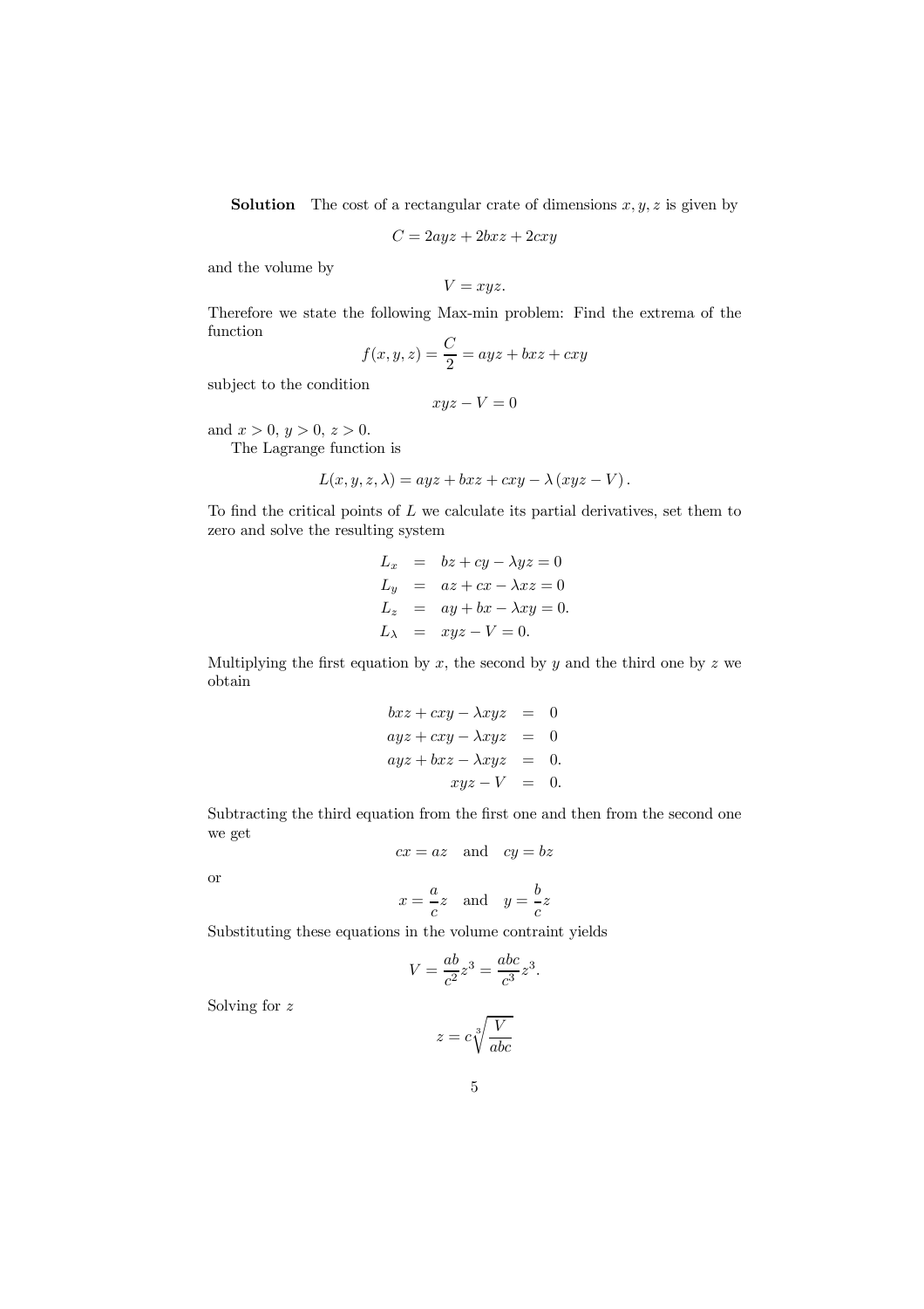**Solution** The cost of a rectangular crate of dimensions $x, y, z$ is given by

$$C = 2ayz + 2bxz + 2cxy$$

and the volume by

$$V = xyz.$$

Therefore we state the following Max-min problem: Find the extrema of the function

$$f(x, y, z) = \frac{C}{2} = ayz + bxz + cxy$$

subject to the condition

$$xyz - V = 0$$

and $x > 0$, $y > 0$, $z > 0$.

The Lagrange function is

$$L(x, y, z, \lambda) = ayz + bxz + cxy - \lambda\,(xyz - V)\,.$$

To find the critical points of $L$ we calculate its partial derivatives, set them to zero and solve the resulting system

$$\begin{aligned}
L_x &= bz + cy - \lambda yz = 0 \\
L_y &= az + cx - \lambda xz = 0 \\
L_z &= ay + bx - \lambda xy = 0. \\
L_\lambda &= xyz - V = 0.
\end{aligned}$$

Multiplying the first equation by $x$, the second by $y$ and the third one by $z$ we obtain

$$\begin{aligned}
bxz + cxy - \lambda xyz &= 0 \\
ayz + cxy - \lambda xyz &= 0 \\
ayz + bxz - \lambda xyz &= 0. \\
xyz - V &= 0.
\end{aligned}$$

Subtracting the third equation from the first one and then from the second one we get

$$cx = az \quad \text{and} \quad cy = bz$$

or

$$x = \frac{a}{c}z \quad \text{and} \quad y = \frac{b}{c}z$$

Substituting these equations in the volume contraint yields

$$V = \frac{ab}{c^2}z^3 = \frac{abc}{c^3}z^3.$$

Solving for $z$

$$z = c\sqrt[3]{\frac{V}{abc}}$$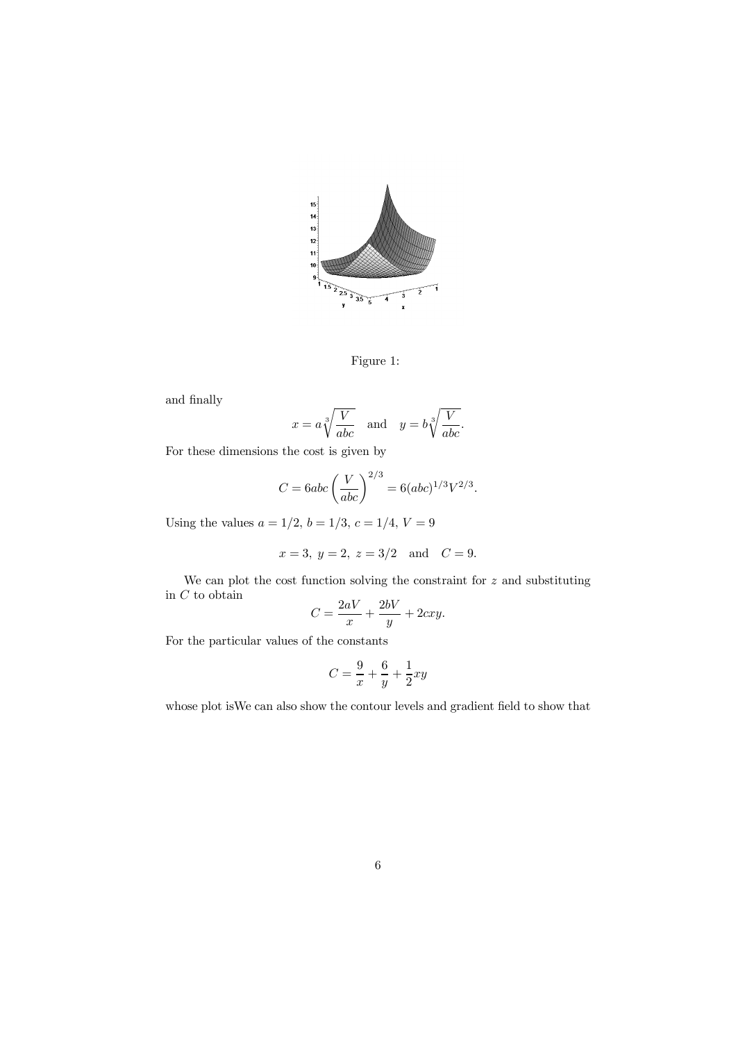Figure 1:

and finally

$$x = a\sqrt[3]{\frac{V}{abc}} \quad \text{and} \quad y = b\sqrt[3]{\frac{V}{abc}}.$$

For these dimensions the cost is given by

$$C = 6abc\left(\frac{V}{abc}\right)^{2/3} = 6(abc)^{1/3}V^{2/3}.$$

Using the values $a = 1/2$, $b = 1/3$, $c = 1/4$, $V = 9$

$$x = 3,\ y = 2,\ z = 3/2 \quad \text{and} \quad C = 9.$$

We can plot the cost function solving the constraint for $z$ and substituting in $C$ to obtain

$$C = \frac{2aV}{x} + \frac{2bV}{y} + 2cxy.$$

For the particular values of the constants

$$C = \frac{9}{x} + \frac{6}{y} + \frac{1}{2}xy$$

whose plot isWe can also show the contour levels and gradient field to show that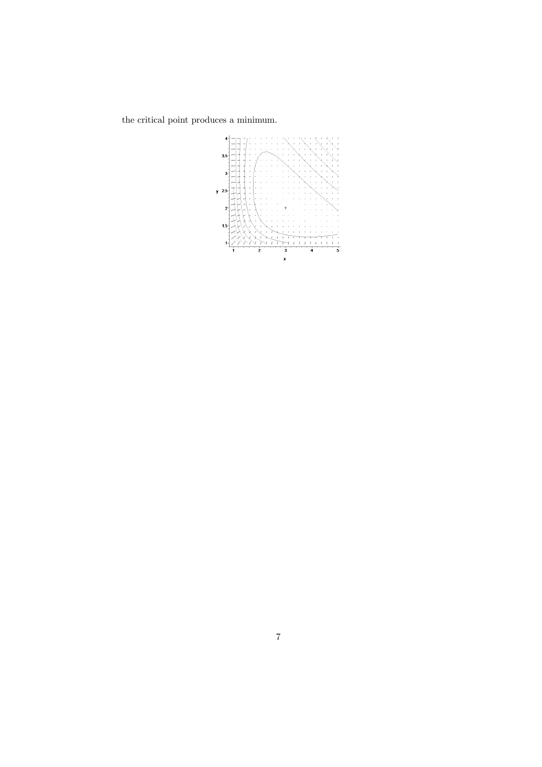the critical point produces a minimum.

4
3.5
3
y 2.5
2
1.5
1
1 2 3 4 5
x